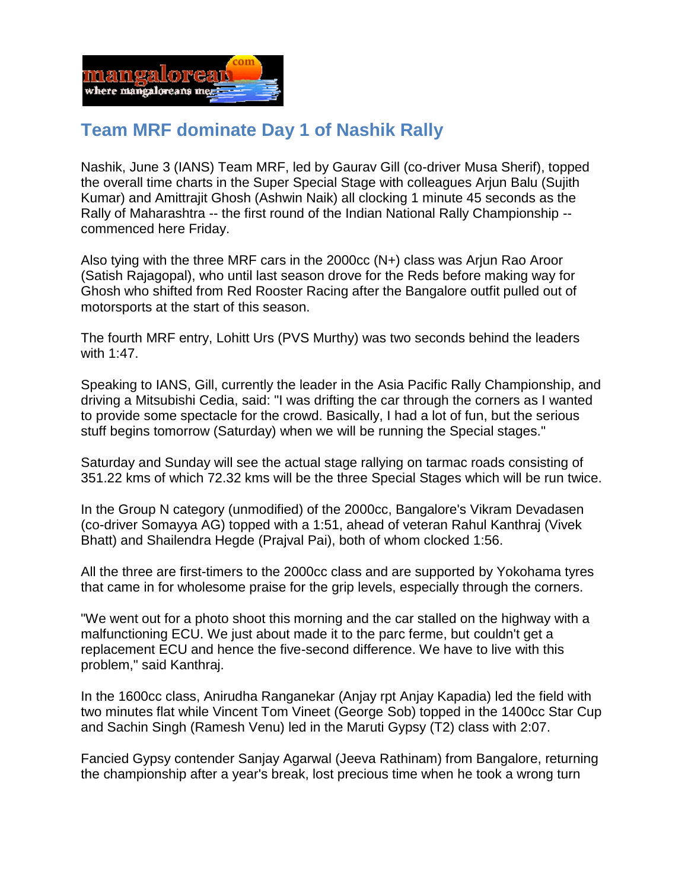# Team MRF dominate Day 1 of Nashik Rally

Nashik, June 3 (IANS) Team MRF, led by Gaurav Gill (co-driver Musa Sherif), topped the overall time charts in the Super Special Stage with colleagues Arjun Balu (Sujith Kumar) and Amittrajit Ghosh (Ashwin Naik) all clocking 1 minute 45 seconds as the Rally of Maharashtra -- the first round of the Indian National Rally Championship -- commenced here Friday.

Also tying with the three MRF cars in the 2000cc (N+) class was Arjun Rao Aroor (Satish Rajagopal), who until last season drove for the Reds before making way for Ghosh who shifted from Red Rooster Racing after the Bangalore outfit pulled out of motorsports at the start of this season.

The fourth MRF entry, Lohitt Urs (PVS Murthy) was two seconds behind the leaders with 1:47.

Speaking to IANS, Gill, currently the leader in the Asia Pacific Rally Championship, and driving a Mitsubishi Cedia, said: "I was drifting the car through the corners as I wanted to provide some spectacle for the crowd. Basically, I had a lot of fun, but the serious stuff begins tomorrow (Saturday) when we will be running the Special stages."

Saturday and Sunday will see the actual stage rallying on tarmac roads consisting of 351.22 kms of which 72.32 kms will be the three Special Stages which will be run twice.

In the Group N category (unmodified) of the 2000cc, Bangalore's Vikram Devadasen (co-driver Somayya AG) topped with a 1:51, ahead of veteran Rahul Kanthraj (Vivek Bhatt) and Shailendra Hegde (Prajval Pai), both of whom clocked 1:56.

All the three are first-timers to the 2000cc class and are supported by Yokohama tyres that came in for wholesome praise for the grip levels, especially through the corners.

"We went out for a photo shoot this morning and the car stalled on the highway with a malfunctioning ECU. We just about made it to the parc ferme, but couldn't get a replacement ECU and hence the five-second difference. We have to live with this problem," said Kanthraj.

In the 1600cc class, Anirudha Ranganekar (Anjay rpt Anjay Kapadia) led the field with two minutes flat while Vincent Tom Vineet (George Sob) topped in the 1400cc Star Cup and Sachin Singh (Ramesh Venu) led in the Maruti Gypsy (T2) class with 2:07.

Fancied Gypsy contender Sanjay Agarwal (Jeeva Rathinam) from Bangalore, returning the championship after a year's break, lost precious time when he took a wrong turn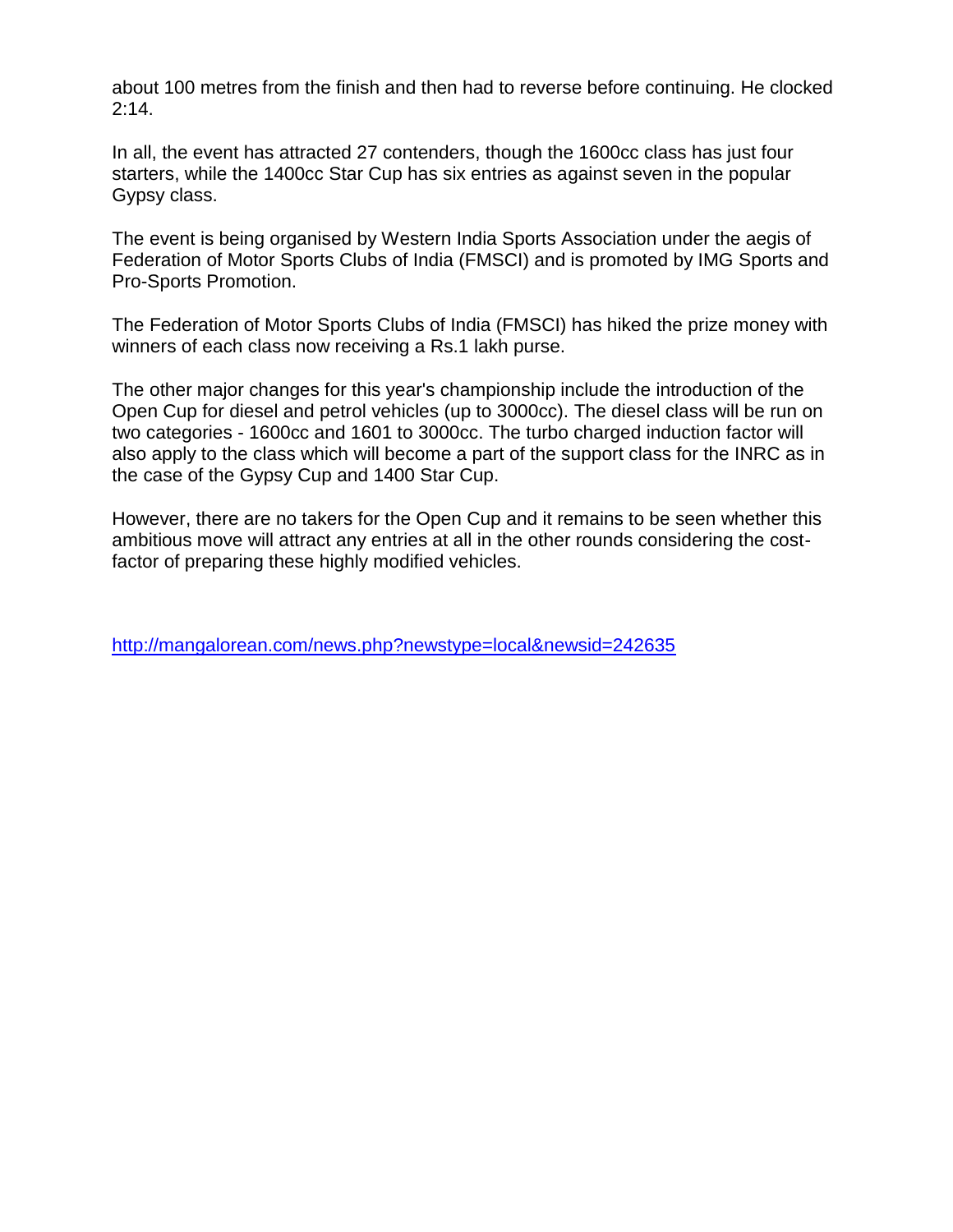about 100 metres from the finish and then had to reverse before continuing. He clocked 2:14.

In all, the event has attracted 27 contenders, though the 1600cc class has just four starters, while the 1400cc Star Cup has six entries as against seven in the popular Gypsy class.

The event is being organised by Western India Sports Association under the aegis of Federation of Motor Sports Clubs of India (FMSCI) and is promoted by IMG Sports and Pro-Sports Promotion.

The Federation of Motor Sports Clubs of India (FMSCI) has hiked the prize money with winners of each class now receiving a Rs.1 lakh purse.

The other major changes for this year's championship include the introduction of the Open Cup for diesel and petrol vehicles (up to 3000cc). The diesel class will be run on two categories - 1600cc and 1601 to 3000cc. The turbo charged induction factor will also apply to the class which will become a part of the support class for the INRC as in the case of the Gypsy Cup and 1400 Star Cup.

However, there are no takers for the Open Cup and it remains to be seen whether this ambitious move will attract any entries at all in the other rounds considering the cost-factor of preparing these highly modified vehicles.

http://mangalorean.com/news.php?newstype=local&newsid=242635